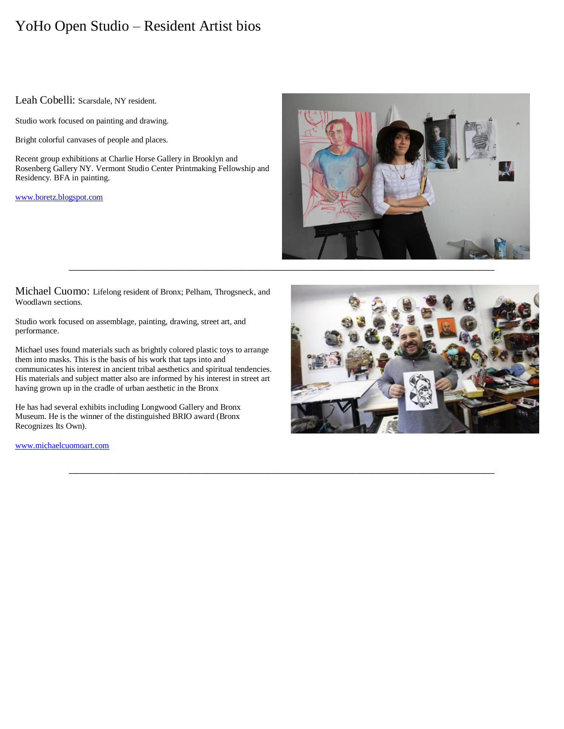# YoHo Open Studio – Resident Artist bios

Leah Cobelli: Scarsdale, NY resident.

Studio work focused on painting and drawing.

Bright colorful canvases of people and places.

Recent group exhibitions at Charlie Horse Gallery in Brooklyn and Rosenberg Gallery NY. Vermont Studio Center Printmaking Fellowship and Residency. BFA in painting.

[www.boretz.blogspot.com](http://www.boretz.blogspot.com)

---

Michael Cuomo: Lifelong resident of Bronx; Pelham, Throgsneck, and Woodlawn sections.

Studio work focused on assemblage, painting, drawing, street art, and performance.

Michael uses found materials such as brightly colored plastic toys to arrange them into masks. This is the basis of his work that taps into and communicates his interest in ancient tribal aesthetics and spiritual tendencies. His materials and subject matter also are informed by his interest in street art having grown up in the cradle of urban aesthetic in the Bronx

He has had several exhibits including Longwood Gallery and Bronx Museum. He is the winner of the distinguished BRIO award (Bronx Recognizes Its Own).

[www.michaelcuomoart.com](http://www.michaelcuomoart.com)

---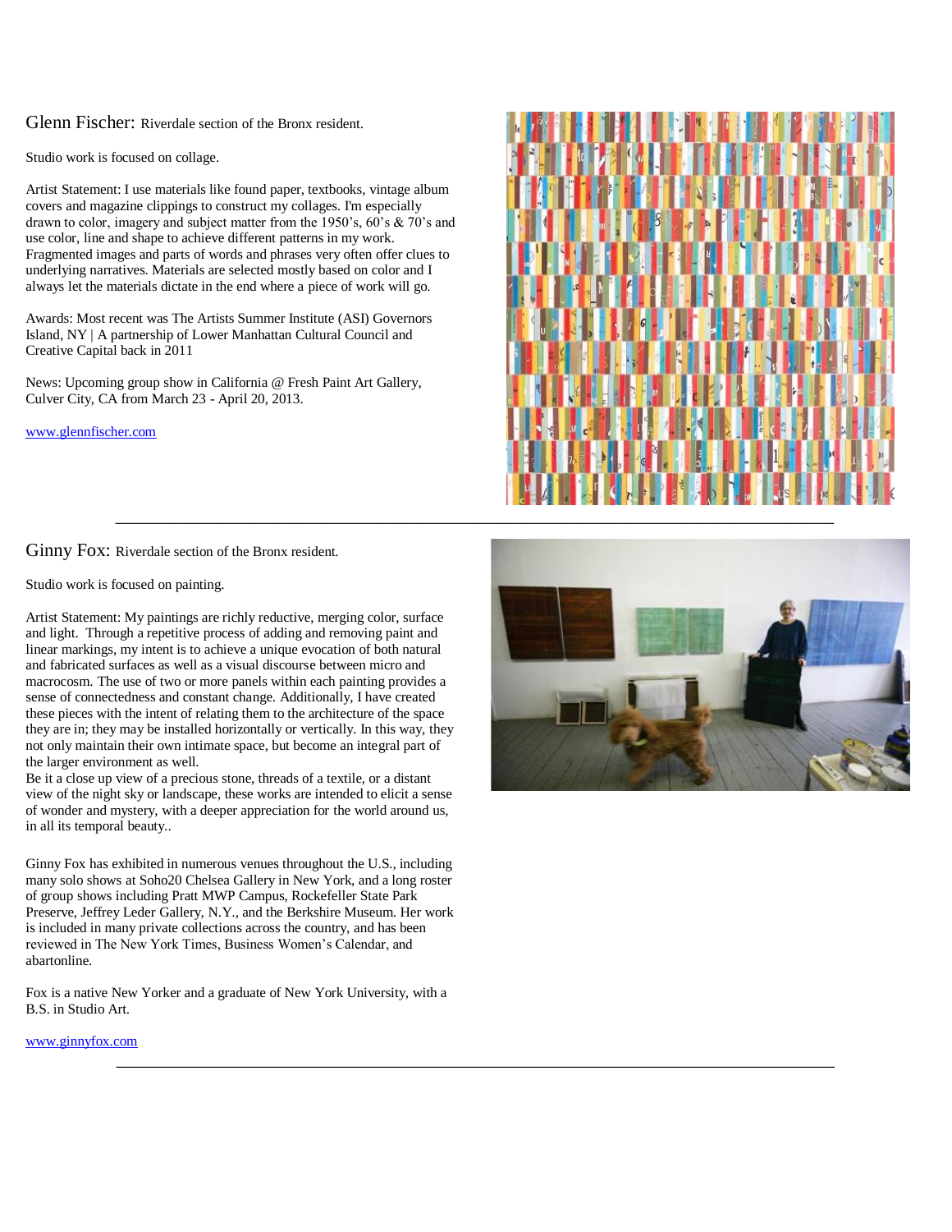Glenn Fischer: Riverdale section of the Bronx resident.

Studio work is focused on collage.

Artist Statement: I use materials like found paper, textbooks, vintage album covers and magazine clippings to construct my collages. I'm especially drawn to color, imagery and subject matter from the 1950's, 60's & 70's and use color, line and shape to achieve different patterns in my work. Fragmented images and parts of words and phrases very often offer clues to underlying narratives. Materials are selected mostly based on color and I always let the materials dictate in the end where a piece of work will go.

Awards: Most recent was The Artists Summer Institute (ASI) Governors Island, NY | A partnership of Lower Manhattan Cultural Council and Creative Capital back in 2011

News: Upcoming group show in California @ Fresh Paint Art Gallery, Culver City, CA from March 23 - April 20, 2013.

[www.glennfischer.com](http://www.glennfischer.com)

---

Ginny Fox: Riverdale section of the Bronx resident.

Studio work is focused on painting.

Artist Statement: My paintings are richly reductive, merging color, surface and light. Through a repetitive process of adding and removing paint and linear markings, my intent is to achieve a unique evocation of both natural and fabricated surfaces as well as a visual discourse between micro and macrocosm. The use of two or more panels within each painting provides a sense of connectedness and constant change. Additionally, I have created these pieces with the intent of relating them to the architecture of the space they are in; they may be installed horizontally or vertically. In this way, they not only maintain their own intimate space, but become an integral part of the larger environment as well.
Be it a close up view of a precious stone, threads of a textile, or a distant view of the night sky or landscape, these works are intended to elicit a sense of wonder and mystery, with a deeper appreciation for the world around us, in all its temporal beauty..

Ginny Fox has exhibited in numerous venues throughout the U.S., including many solo shows at Soho20 Chelsea Gallery in New York, and a long roster of group shows including Pratt MWP Campus, Rockefeller State Park Preserve, Jeffrey Leder Gallery, N.Y., and the Berkshire Museum. Her work is included in many private collections across the country, and has been reviewed in The New York Times, Business Women's Calendar, and abartonline.

Fox is a native New Yorker and a graduate of New York University, with a B.S. in Studio Art.

[www.ginnyfox.com](http://www.ginnyfox.com)

---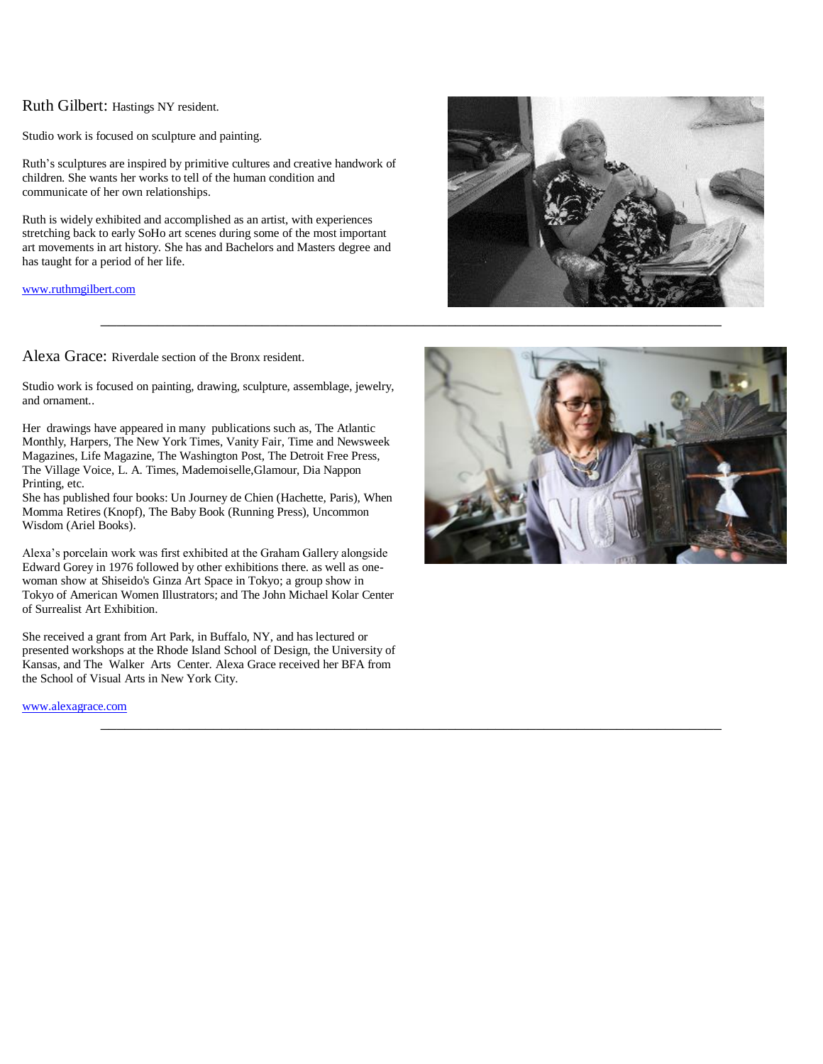Ruth Gilbert: Hastings NY resident.

Studio work is focused on sculpture and painting.

Ruth's sculptures are inspired by primitive cultures and creative handwork of children. She wants her works to tell of the human condition and communicate of her own relationships.

Ruth is widely exhibited and accomplished as an artist, with experiences stretching back to early SoHo art scenes during some of the most important art movements in art history. She has and Bachelors and Masters degree and has taught for a period of her life.

[www.ruthmgilbert.com](http://www.ruthmgilbert.com)

---

Alexa Grace: Riverdale section of the Bronx resident.

Studio work is focused on painting, drawing, sculpture, assemblage, jewelry, and ornament..

Her drawings have appeared in many publications such as, The Atlantic Monthly, Harpers, The New York Times, Vanity Fair, Time and Newsweek Magazines, Life Magazine, The Washington Post, The Detroit Free Press, The Village Voice, L. A. Times, Mademoiselle,Glamour, Dia Nappon Printing, etc.
She has published four books: Un Journey de Chien (Hachette, Paris), When Momma Retires (Knopf), The Baby Book (Running Press), Uncommon Wisdom (Ariel Books).

Alexa's porcelain work was first exhibited at the Graham Gallery alongside Edward Gorey in 1976 followed by other exhibitions there. as well as one-woman show at Shiseido's Ginza Art Space in Tokyo; a group show in Tokyo of American Women Illustrators; and The John Michael Kolar Center of Surrealist Art Exhibition.

She received a grant from Art Park, in Buffalo, NY, and has lectured or presented workshops at the Rhode Island School of Design, the University of Kansas, and The Walker Arts Center. Alexa Grace received her BFA from the School of Visual Arts in New York City.

[www.alexagrace.com](http://www.alexagrace.com)

---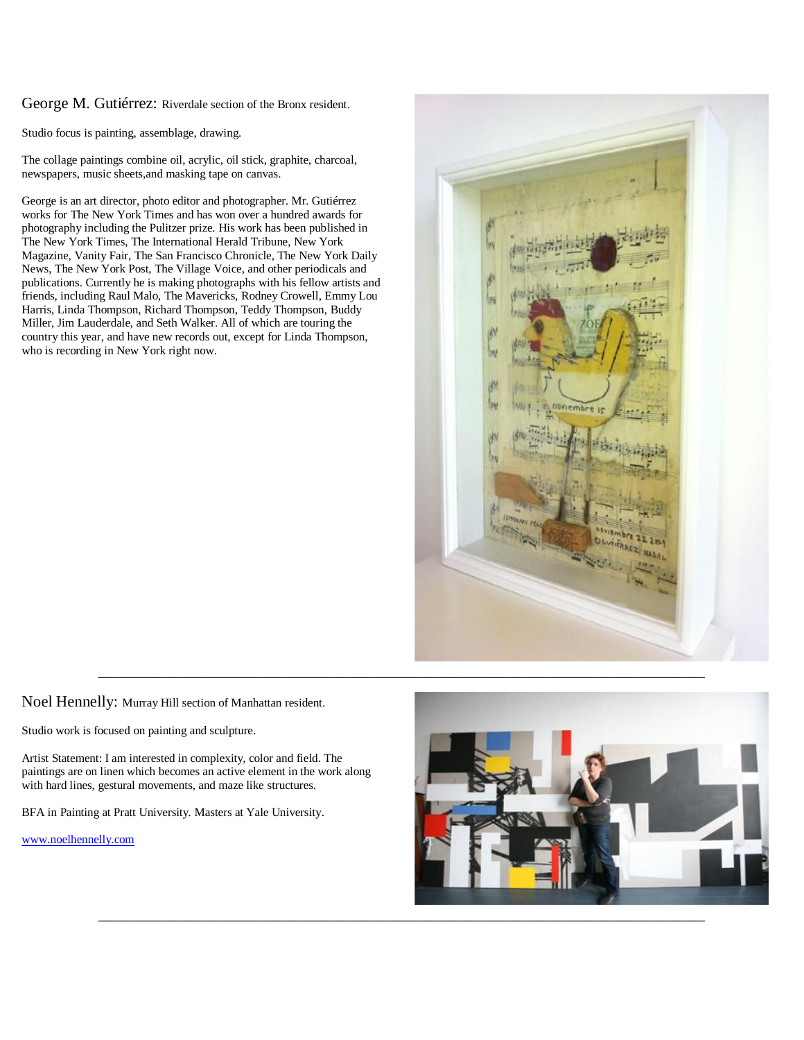George M. Gutiérrez: Riverdale section of the Bronx resident.

Studio focus is painting, assemblage, drawing.

The collage paintings combine oil, acrylic, oil stick, graphite, charcoal, newspapers, music sheets,and masking tape on canvas.

George is an art director, photo editor and photographer. Mr. Gutiérrez works for The New York Times and has won over a hundred awards for photography including the Pulitzer prize. His work has been published in The New York Times, The International Herald Tribune, New York Magazine, Vanity Fair, The San Francisco Chronicle, The New York Daily News, The New York Post, The Village Voice, and other periodicals and publications. Currently he is making photographs with his fellow artists and friends, including Raul Malo, The Mavericks, Rodney Crowell, Emmy Lou Harris, Linda Thompson, Richard Thompson, Teddy Thompson, Buddy Miller, Jim Lauderdale, and Seth Walker. All of which are touring the country this year, and have new records out, except for Linda Thompson, who is recording in New York right now.

---

Noel Hennelly: Murray Hill section of Manhattan resident.

Studio work is focused on painting and sculpture.

Artist Statement: I am interested in complexity, color and field. The paintings are on linen which becomes an active element in the work along with hard lines, gestural movements, and maze like structures.

BFA in Painting at Pratt University. Masters at Yale University.

[www.noelhennelly.com](http://www.noelhennelly.com)

---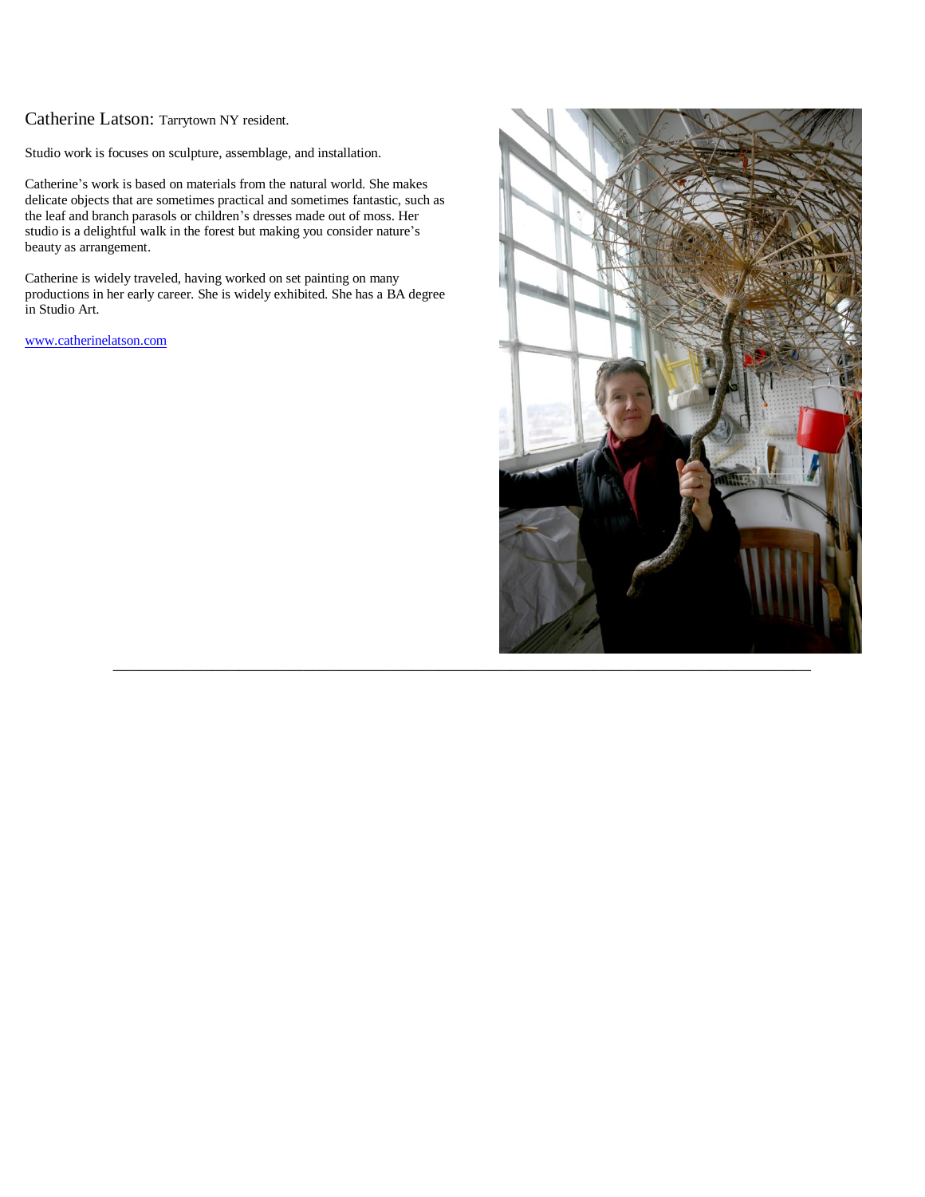Catherine Latson: Tarrytown NY resident.

Studio work is focuses on sculpture, assemblage, and installation.

Catherine's work is based on materials from the natural world. She makes delicate objects that are sometimes practical and sometimes fantastic, such as the leaf and branch parasols or children's dresses made out of moss. Her studio is a delightful walk in the forest but making you consider nature's beauty as arrangement.

Catherine is widely traveled, having worked on set painting on many productions in her early career. She is widely exhibited. She has a BA degree in Studio Art.

[www.catherinelatson.com](http://www.catherinelatson.com)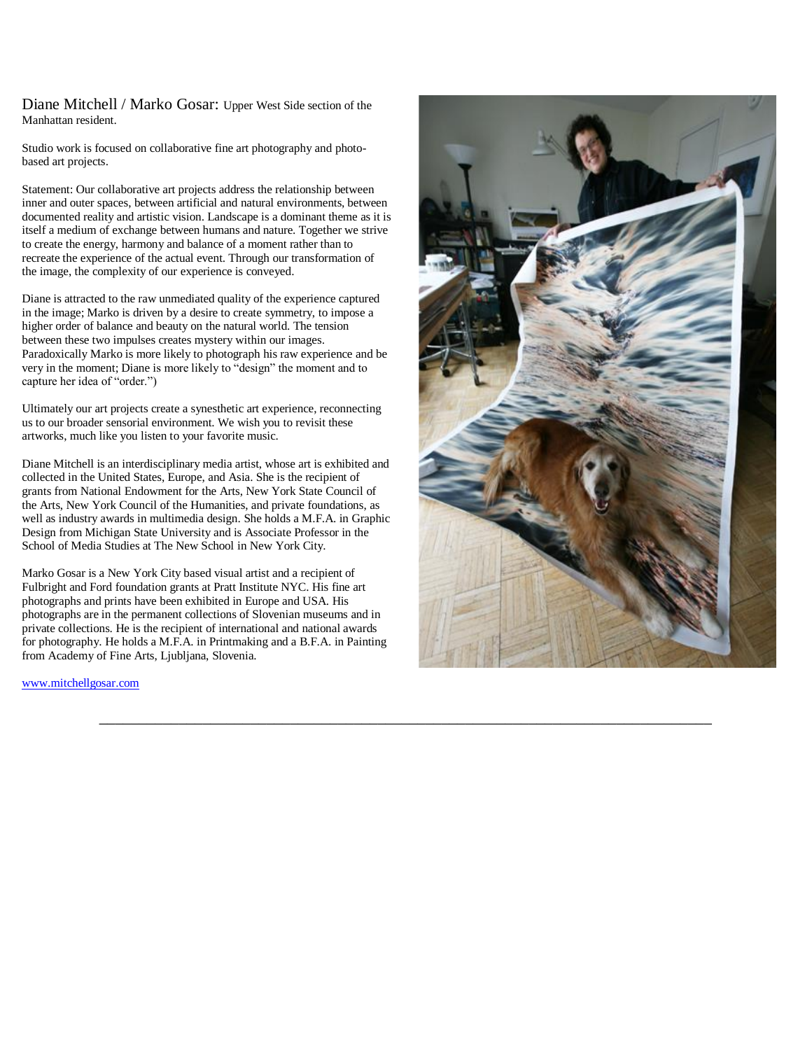Diane Mitchell / Marko Gosar: Upper West Side section of the Manhattan resident.

Studio work is focused on collaborative fine art photography and photo-based art projects.

Statement: Our collaborative art projects address the relationship between inner and outer spaces, between artificial and natural environments, between documented reality and artistic vision. Landscape is a dominant theme as it is itself a medium of exchange between humans and nature. Together we strive to create the energy, harmony and balance of a moment rather than to recreate the experience of the actual event. Through our transformation of the image, the complexity of our experience is conveyed.

Diane is attracted to the raw unmediated quality of the experience captured in the image; Marko is driven by a desire to create symmetry, to impose a higher order of balance and beauty on the natural world. The tension between these two impulses creates mystery within our images. Paradoxically Marko is more likely to photograph his raw experience and be very in the moment; Diane is more likely to "design" the moment and to capture her idea of "order.")

Ultimately our art projects create a synesthetic art experience, reconnecting us to our broader sensorial environment. We wish you to revisit these artworks, much like you listen to your favorite music.

Diane Mitchell is an interdisciplinary media artist, whose art is exhibited and collected in the United States, Europe, and Asia. She is the recipient of grants from National Endowment for the Arts, New York State Council of the Arts, New York Council of the Humanities, and private foundations, as well as industry awards in multimedia design. She holds a M.F.A. in Graphic Design from Michigan State University and is Associate Professor in the School of Media Studies at The New School in New York City.

Marko Gosar is a New York City based visual artist and a recipient of Fulbright and Ford foundation grants at Pratt Institute NYC. His fine art photographs and prints have been exhibited in Europe and USA. His photographs are in the permanent collections of Slovenian museums and in private collections. He is the recipient of international and national awards for photography. He holds a M.F.A. in Printmaking and a B.F.A. in Painting from Academy of Fine Arts, Ljubljana, Slovenia.

www.mitchellgosar.com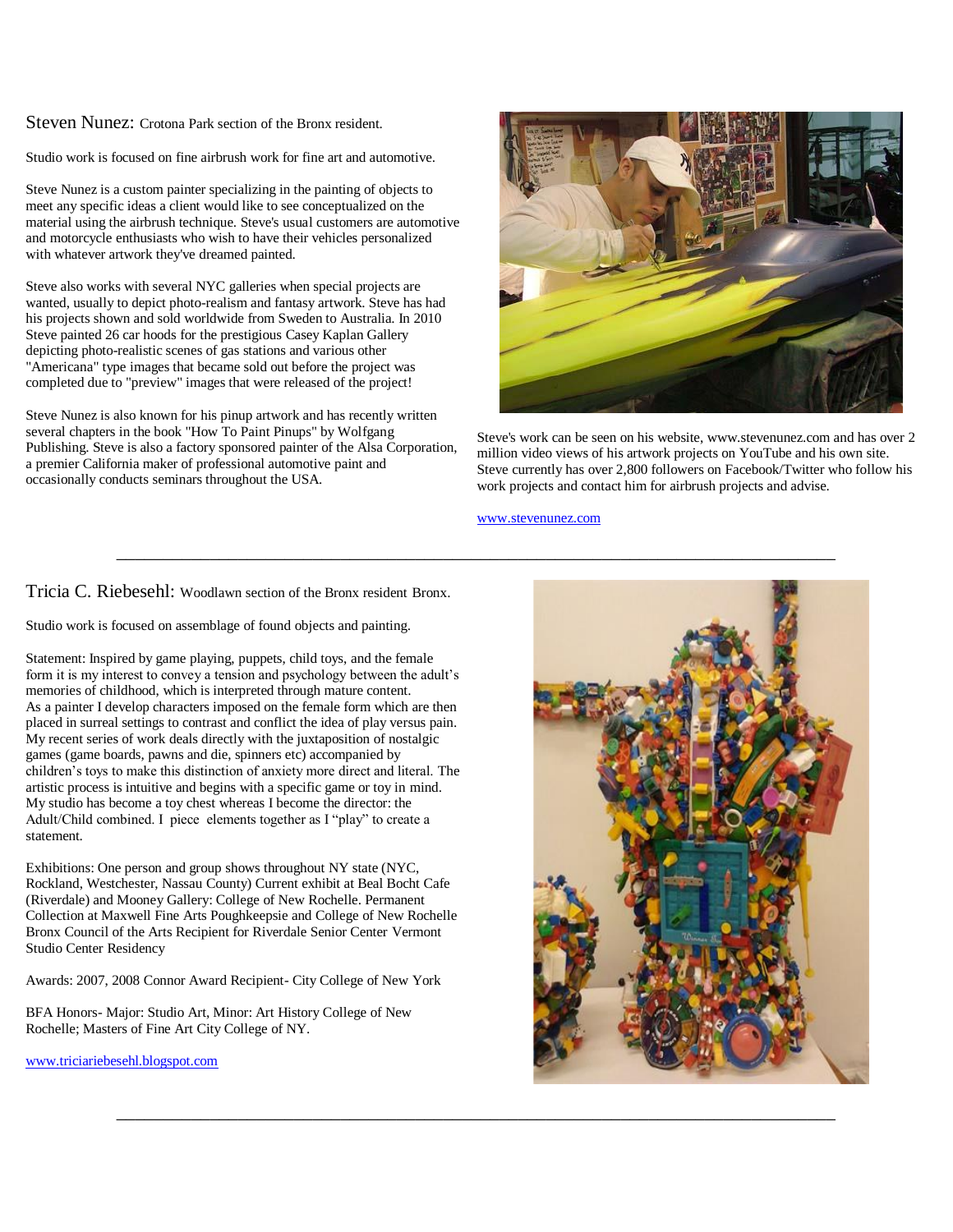## Steven Nunez: Crotona Park section of the Bronx resident.

Studio work is focused on fine airbrush work for fine art and automotive.

Steve Nunez is a custom painter specializing in the painting of objects to meet any specific ideas a client would like to see conceptualized on the material using the airbrush technique. Steve's usual customers are automotive and motorcycle enthusiasts who wish to have their vehicles personalized with whatever artwork they've dreamed painted.

Steve also works with several NYC galleries when special projects are wanted, usually to depict photo-realism and fantasy artwork. Steve has had his projects shown and sold worldwide from Sweden to Australia. In 2010 Steve painted 26 car hoods for the prestigious Casey Kaplan Gallery depicting photo-realistic scenes of gas stations and various other "Americana" type images that became sold out before the project was completed due to "preview" images that were released of the project!

Steve Nunez is also known for his pinup artwork and has recently written several chapters in the book "How To Paint Pinups" by Wolfgang Publishing. Steve is also a factory sponsored painter of the Alsa Corporation, a premier California maker of professional automotive paint and occasionally conducts seminars throughout the USA.

Steve's work can be seen on his website, www.stevenunez.com and has over 2 million video views of his artwork projects on YouTube and his own site. Steve currently has over 2,800 followers on Facebook/Twitter who follow his work projects and contact him for airbrush projects and advise.

www.stevenunez.com

---

## Tricia C. Riebesehl: Woodlawn section of the Bronx resident Bronx.

Studio work is focused on assemblage of found objects and painting.

Statement: Inspired by game playing, puppets, child toys, and the female form it is my interest to convey a tension and psychology between the adult's memories of childhood, which is interpreted through mature content. As a painter I develop characters imposed on the female form which are then placed in surreal settings to contrast and conflict the idea of play versus pain. My recent series of work deals directly with the juxtaposition of nostalgic games (game boards, pawns and die, spinners etc) accompanied by children's toys to make this distinction of anxiety more direct and literal. The artistic process is intuitive and begins with a specific game or toy in mind. My studio has become a toy chest whereas I become the director: the Adult/Child combined. I piece elements together as I "play" to create a statement.

Exhibitions: One person and group shows throughout NY state (NYC, Rockland, Westchester, Nassau County) Current exhibit at Beal Bocht Cafe (Riverdale) and Mooney Gallery: College of New Rochelle. Permanent Collection at Maxwell Fine Arts Poughkeepsie and College of New Rochelle Bronx Council of the Arts Recipient for Riverdale Senior Center Vermont Studio Center Residency

Awards: 2007, 2008 Connor Award Recipient- City College of New York

BFA Honors- Major: Studio Art, Minor: Art History College of New Rochelle; Masters of Fine Art City College of NY.

www.triciariebesehl.blogspot.com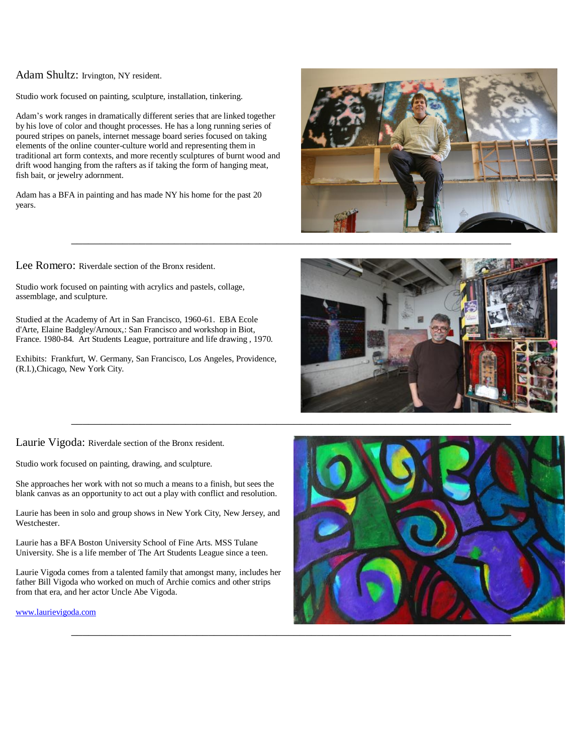## Adam Shultz: Irvington, NY resident.

Studio work focused on painting, sculpture, installation, tinkering.

Adam's work ranges in dramatically different series that are linked together by his love of color and thought processes. He has a long running series of poured stripes on panels, internet message board series focused on taking elements of the online counter-culture world and representing them in traditional art form contexts, and more recently sculptures of burnt wood and drift wood hanging from the rafters as if taking the form of hanging meat, fish bait, or jewelry adornment.

Adam has a BFA in painting and has made NY his home for the past 20 years.

---

## Lee Romero: Riverdale section of the Bronx resident.

Studio work focused on painting with acrylics and pastels, collage, assemblage, and sculpture.

Studied at the Academy of Art in San Francisco, 1960-61. EBA Ecole d'Arte, Elaine Badgley/Arnoux,: San Francisco and workshop in Biot, France. 1980-84. Art Students League, portraiture and life drawing , 1970.

Exhibits: Frankfurt, W. Germany, San Francisco, Los Angeles, Providence, (R.I.),Chicago, New York City.

---

## Laurie Vigoda: Riverdale section of the Bronx resident.

Studio work focused on painting, drawing, and sculpture.

She approaches her work with not so much a means to a finish, but sees the blank canvas as an opportunity to act out a play with conflict and resolution.

Laurie has been in solo and group shows in New York City, New Jersey, and Westchester.

Laurie has a BFA Boston University School of Fine Arts. MSS Tulane University. She is a life member of The Art Students League since a teen.

Laurie Vigoda comes from a talented family that amongst many, includes her father Bill Vigoda who worked on much of Archie comics and other strips from that era, and her actor Uncle Abe Vigoda.

[www.laurievigoda.com](http://www.laurievigoda.com)

---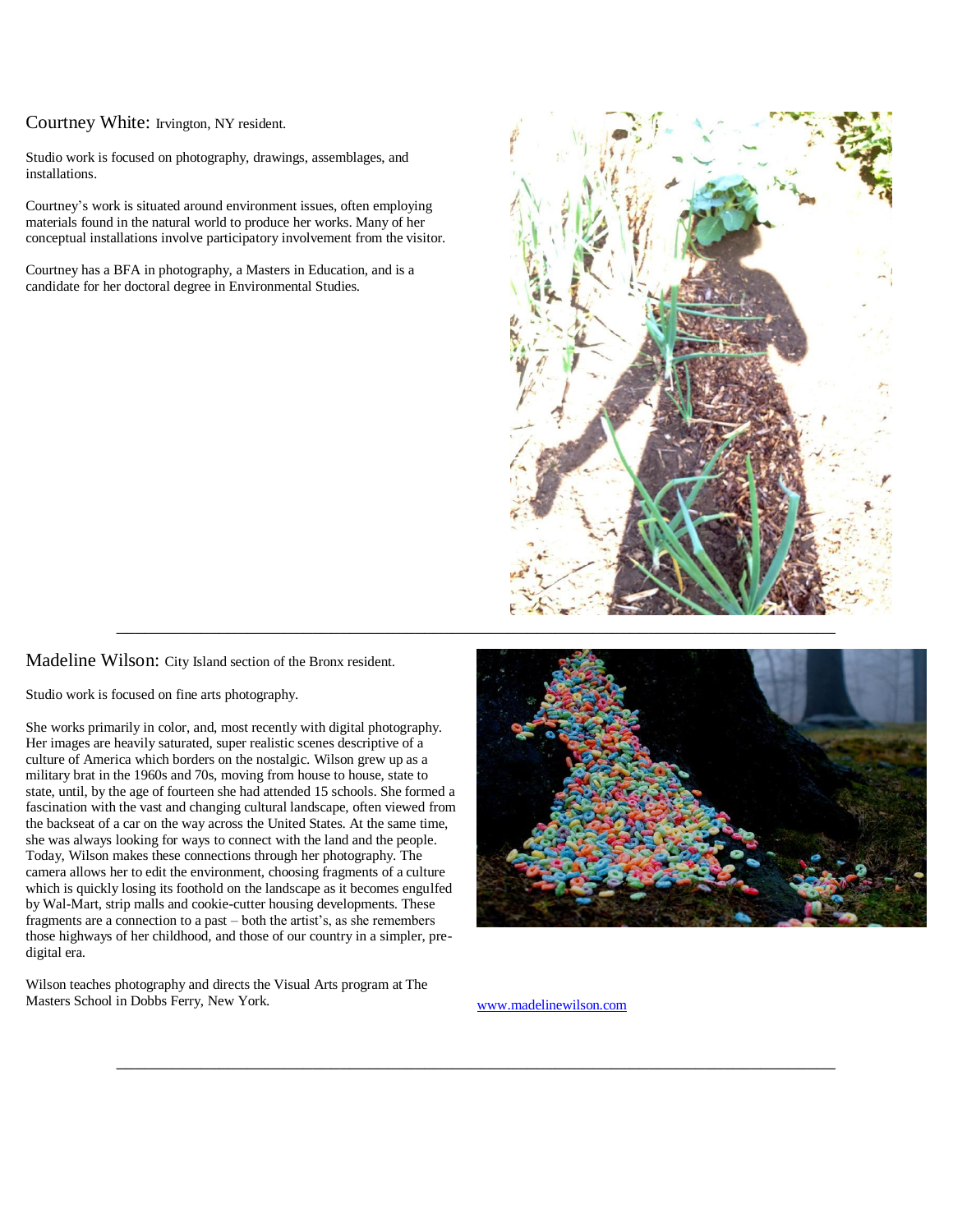Courtney White: Irvington, NY resident.

Studio work is focused on photography, drawings, assemblages, and installations.

Courtney's work is situated around environment issues, often employing materials found in the natural world to produce her works. Many of her conceptual installations involve participatory involvement from the visitor.

Courtney has a BFA in photography, a Masters in Education, and is a candidate for her doctoral degree in Environmental Studies.

---

Madeline Wilson: City Island section of the Bronx resident.

Studio work is focused on fine arts photography.

She works primarily in color, and, most recently with digital photography. Her images are heavily saturated, super realistic scenes descriptive of a culture of America which borders on the nostalgic. Wilson grew up as a military brat in the 1960s and 70s, moving from house to house, state to state, until, by the age of fourteen she had attended 15 schools. She formed a fascination with the vast and changing cultural landscape, often viewed from the backseat of a car on the way across the United States. At the same time, she was always looking for ways to connect with the land and the people. Today, Wilson makes these connections through her photography. The camera allows her to edit the environment, choosing fragments of a culture which is quickly losing its foothold on the landscape as it becomes engulfed by Wal-Mart, strip malls and cookie-cutter housing developments. These fragments are a connection to a past – both the artist's, as she remembers those highways of her childhood, and those of our country in a simpler, pre-digital era.

Wilson teaches photography and directs the Visual Arts program at The Masters School in Dobbs Ferry, New York.

www.madelinewilson.com

---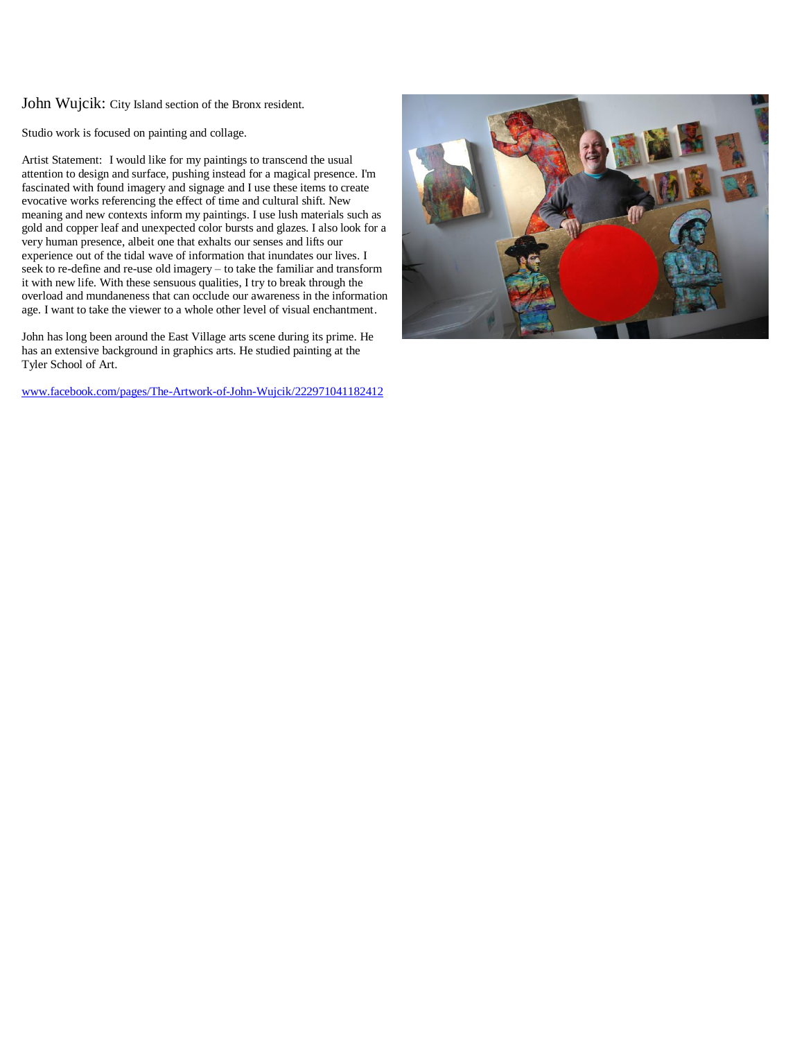John Wujcik: City Island section of the Bronx resident.

Studio work is focused on painting and collage.

Artist Statement: I would like for my paintings to transcend the usual attention to design and surface, pushing instead for a magical presence. I'm fascinated with found imagery and signage and I use these items to create evocative works referencing the effect of time and cultural shift. New meaning and new contexts inform my paintings. I use lush materials such as gold and copper leaf and unexpected color bursts and glazes. I also look for a very human presence, albeit one that exhalts our senses and lifts our experience out of the tidal wave of information that inundates our lives. I seek to re-define and re-use old imagery – to take the familiar and transform it with new life. With these sensuous qualities, I try to break through the overload and mundaneness that can occlude our awareness in the information age. I want to take the viewer to a whole other level of visual enchantment.

John has long been around the East Village arts scene during its prime. He has an extensive background in graphics arts. He studied painting at the Tyler School of Art.

[www.facebook.com/pages/The-Artwork-of-John-Wujcik/222971041182412](http://www.facebook.com/pages/The-Artwork-of-John-Wujcik/222971041182412)